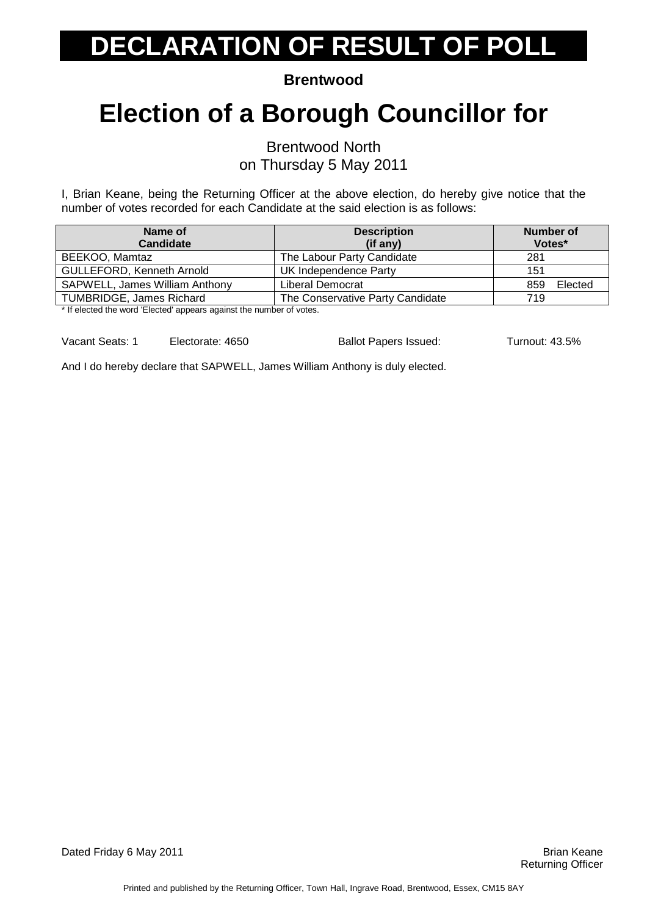# DECLARATION OF RESULT OF POLL

**Brentwood**

# Election of a Borough Councillor for

Brentwood North
on Thursday 5 May 2011

I, Brian Keane, being the Returning Officer at the above election, do hereby give notice that the number of votes recorded for each Candidate at the said election is as follows:

| Name of Candidate | Description (if any) | Number of Votes* |
|---|---|---|
| BEEKOO, Mamtaz | The Labour Party Candidate | 281 |
| GULLEFORD, Kenneth Arnold | UK Independence Party | 151 |
| SAPWELL, James William Anthony | Liberal Democrat | 859 Elected |
| TUMBRIDGE, James Richard | The Conservative Party Candidate | 719 |

* If elected the word 'Elected' appears against the number of votes.

Vacant Seats: 1 Electorate: 4650 Ballot Papers Issued: Turnout: 43.5%

And I do hereby declare that SAPWELL, James William Anthony is duly elected.

Dated Friday 6 May 2011

Brian Keane
Returning Officer

Printed and published by the Returning Officer, Town Hall, Ingrave Road, Brentwood, Essex, CM15 8AY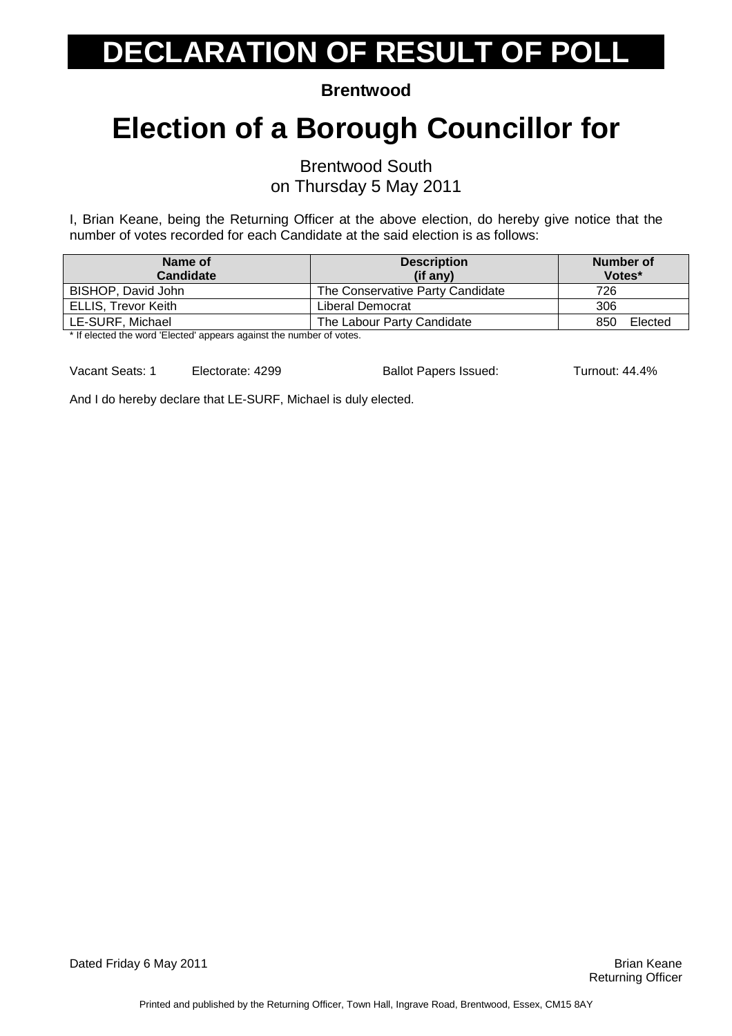# DECLARATION OF RESULT OF POLL

**Brentwood**

# Election of a Borough Councillor for

Brentwood South
on Thursday 5 May 2011

I, Brian Keane, being the Returning Officer at the above election, do hereby give notice that the number of votes recorded for each Candidate at the said election is as follows:

| Name of Candidate | Description (if any) | Number of Votes* |
|---|---|---|
| BISHOP, David John | The Conservative Party Candidate | 726 |
| ELLIS, Trevor Keith | Liberal Democrat | 306 |
| LE-SURF, Michael | The Labour Party Candidate | 850 Elected |

\* If elected the word 'Elected' appears against the number of votes.

Vacant Seats: 1 Electorate: 4299 Ballot Papers Issued: Turnout: 44.4%

And I do hereby declare that LE-SURF, Michael is duly elected.

Dated Friday 6 May 2011

Brian Keane
Returning Officer

Printed and published by the Returning Officer, Town Hall, Ingrave Road, Brentwood, Essex, CM15 8AY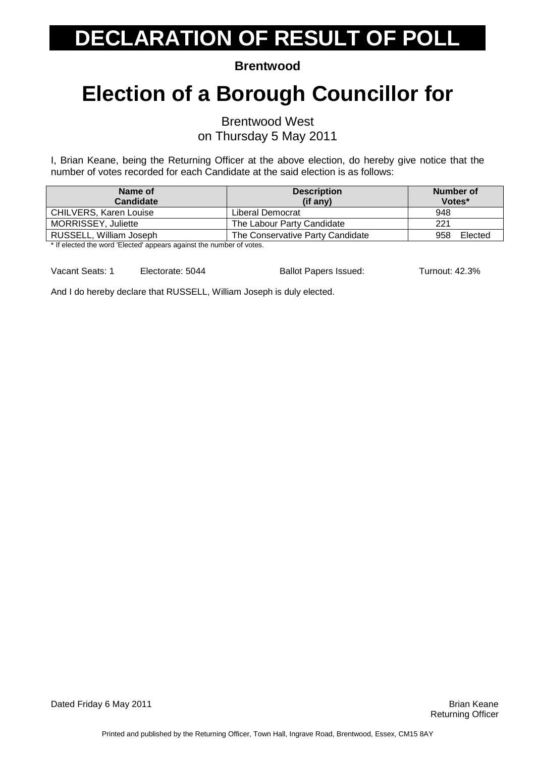# DECLARATION OF RESULT OF POLL

**Brentwood**

# Election of a Borough Councillor for

Brentwood West
on Thursday 5 May 2011

I, Brian Keane, being the Returning Officer at the above election, do hereby give notice that the number of votes recorded for each Candidate at the said election is as follows:

| Name of Candidate | Description (if any) | Number of Votes* |
|---|---|---|
| CHILVERS, Karen Louise | Liberal Democrat | 948 |
| MORRISSEY, Juliette | The Labour Party Candidate | 221 |
| RUSSELL, William Joseph | The Conservative Party Candidate | 958 Elected |

* If elected the word 'Elected' appears against the number of votes.

Vacant Seats: 1 Electorate: 5044 Ballot Papers Issued: Turnout: 42.3%

And I do hereby declare that RUSSELL, William Joseph is duly elected.

Dated Friday 6 May 2011

Brian Keane
Returning Officer

Printed and published by the Returning Officer, Town Hall, Ingrave Road, Brentwood, Essex, CM15 8AY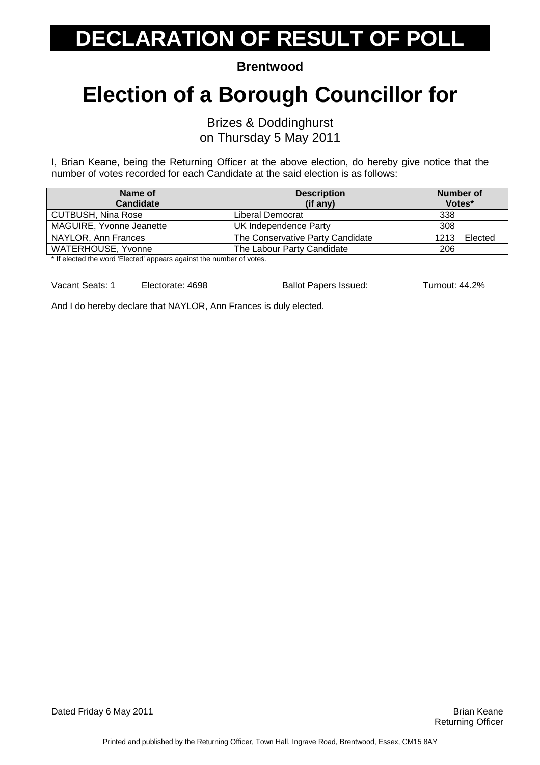# DECLARATION OF RESULT OF POLL

**Brentwood**

# Election of a Borough Councillor for

Brizes & Doddinghurst
on Thursday 5 May 2011

I, Brian Keane, being the Returning Officer at the above election, do hereby give notice that the number of votes recorded for each Candidate at the said election is as follows:

| Name of Candidate | Description (if any) | Number of Votes* |
|---|---|---|
| CUTBUSH, Nina Rose | Liberal Democrat | 338 |
| MAGUIRE, Yvonne Jeanette | UK Independence Party | 308 |
| NAYLOR, Ann Frances | The Conservative Party Candidate | 1213 Elected |
| WATERHOUSE, Yvonne | The Labour Party Candidate | 206 |

* If elected the word 'Elected' appears against the number of votes.

Vacant Seats: 1 Electorate: 4698 Ballot Papers Issued: Turnout: 44.2%

And I do hereby declare that NAYLOR, Ann Frances is duly elected.

Dated Friday 6 May 2011

Brian Keane
Returning Officer

Printed and published by the Returning Officer, Town Hall, Ingrave Road, Brentwood, Essex, CM15 8AY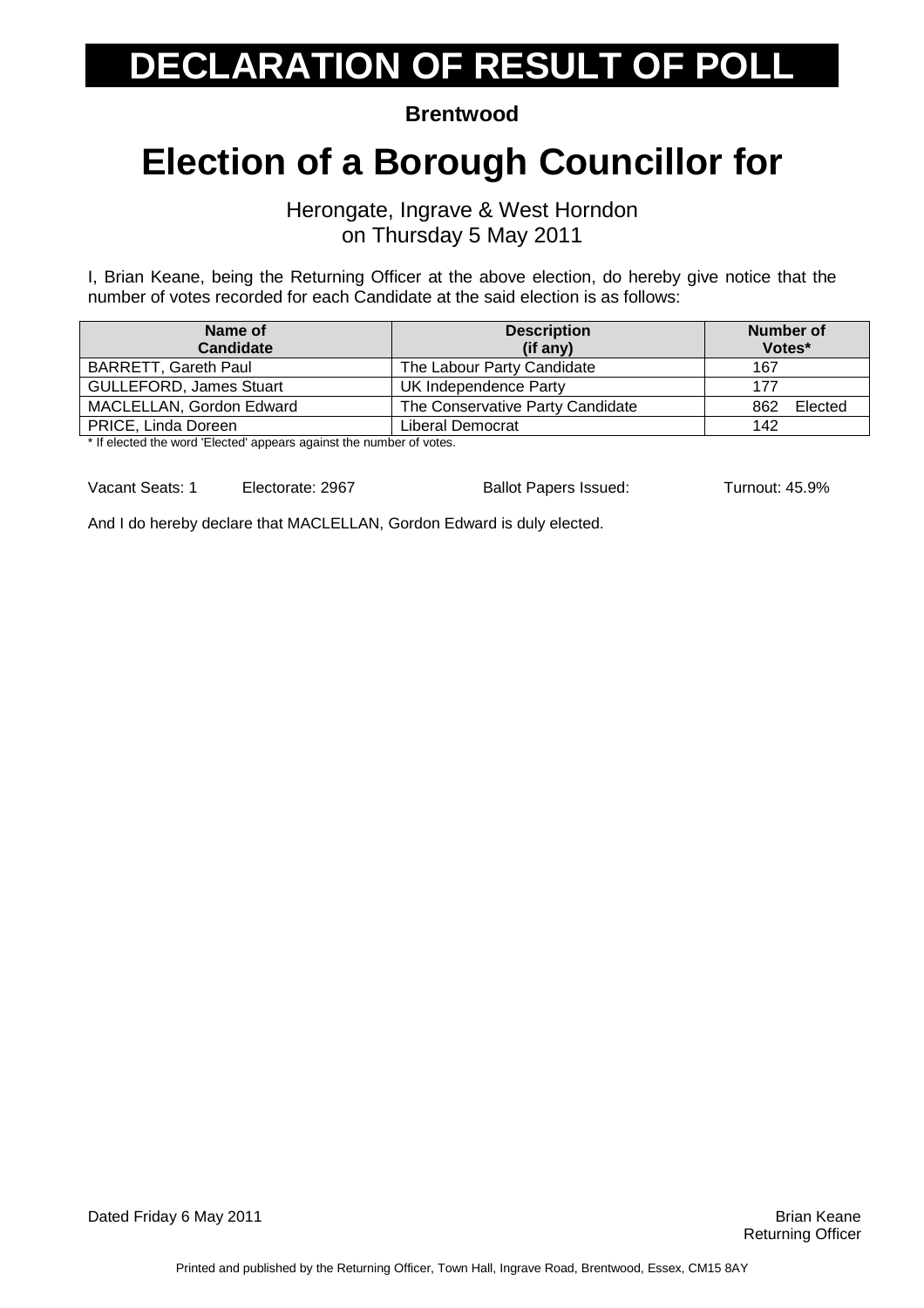# DECLARATION OF RESULT OF POLL

**Brentwood**

# Election of a Borough Councillor for

Herongate, Ingrave & West Horndon
on Thursday 5 May 2011

I, Brian Keane, being the Returning Officer at the above election, do hereby give notice that the number of votes recorded for each Candidate at the said election is as follows:

| Name of Candidate | Description (if any) | Number of Votes* |
|---|---|---|
| BARRETT, Gareth Paul | The Labour Party Candidate | 167 |
| GULLEFORD, James Stuart | UK Independence Party | 177 |
| MACLELLAN, Gordon Edward | The Conservative Party Candidate | 862 Elected |
| PRICE, Linda Doreen | Liberal Democrat | 142 |

* If elected the word 'Elected' appears against the number of votes.

Vacant Seats: 1 Electorate: 2967 Ballot Papers Issued: Turnout: 45.9%

And I do hereby declare that MACLELLAN, Gordon Edward is duly elected.

Dated Friday 6 May 2011

Brian Keane
Returning Officer

Printed and published by the Returning Officer, Town Hall, Ingrave Road, Brentwood, Essex, CM15 8AY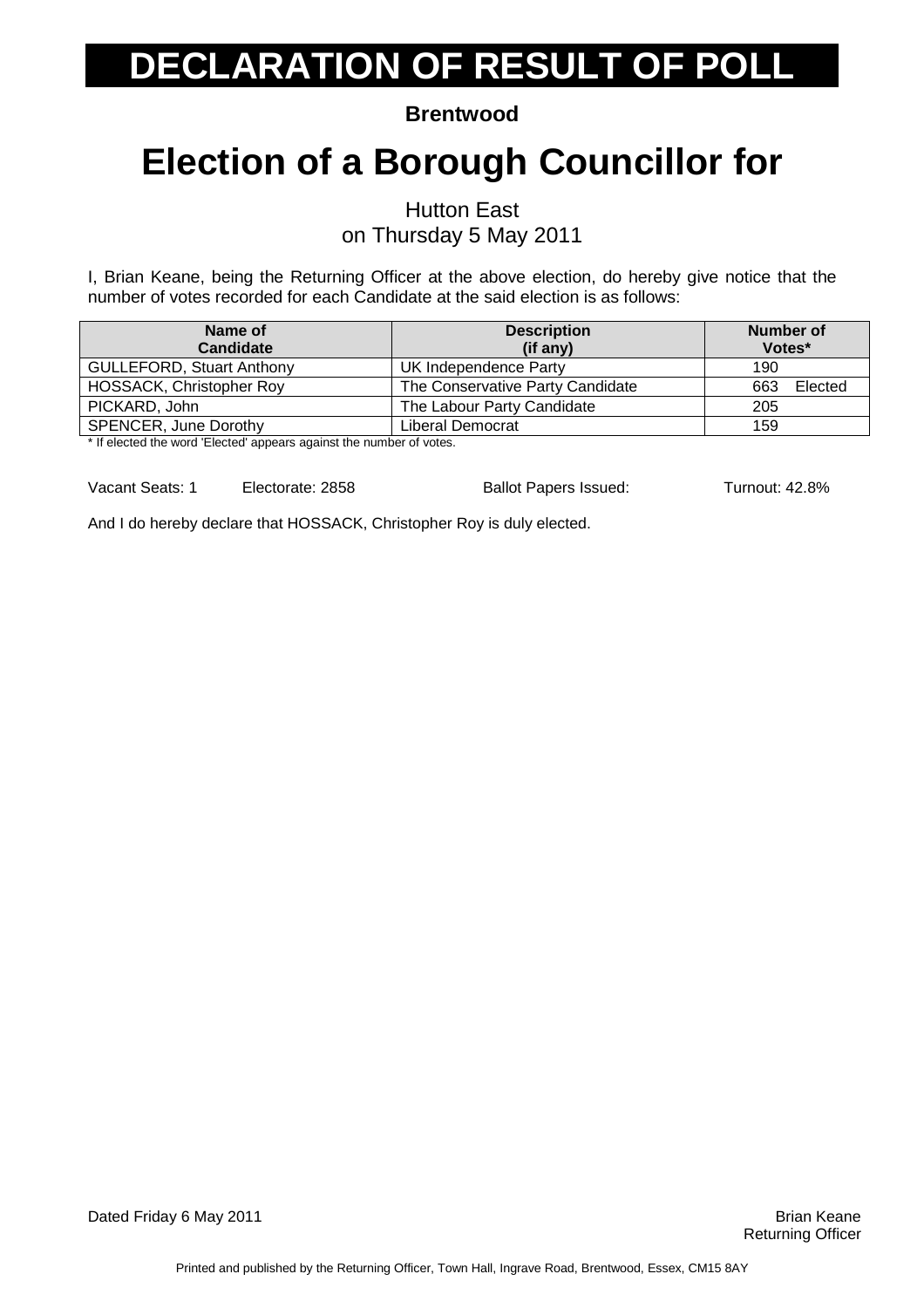# DECLARATION OF RESULT OF POLL

**Brentwood**

# Election of a Borough Councillor for

Hutton East
on Thursday 5 May 2011

I, Brian Keane, being the Returning Officer at the above election, do hereby give notice that the number of votes recorded for each Candidate at the said election is as follows:

| Name of Candidate | Description (if any) | Number of Votes* |
|---|---|---|
| GULLEFORD, Stuart Anthony | UK Independence Party | 190 |
| HOSSACK, Christopher Roy | The Conservative Party Candidate | 663 Elected |
| PICKARD, John | The Labour Party Candidate | 205 |
| SPENCER, June Dorothy | Liberal Democrat | 159 |

* If elected the word 'Elected' appears against the number of votes.

Vacant Seats: 1 Electorate: 2858 Ballot Papers Issued: Turnout: 42.8%

And I do hereby declare that HOSSACK, Christopher Roy is duly elected.

Dated Friday 6 May 2011

Brian Keane
Returning Officer

Printed and published by the Returning Officer, Town Hall, Ingrave Road, Brentwood, Essex, CM15 8AY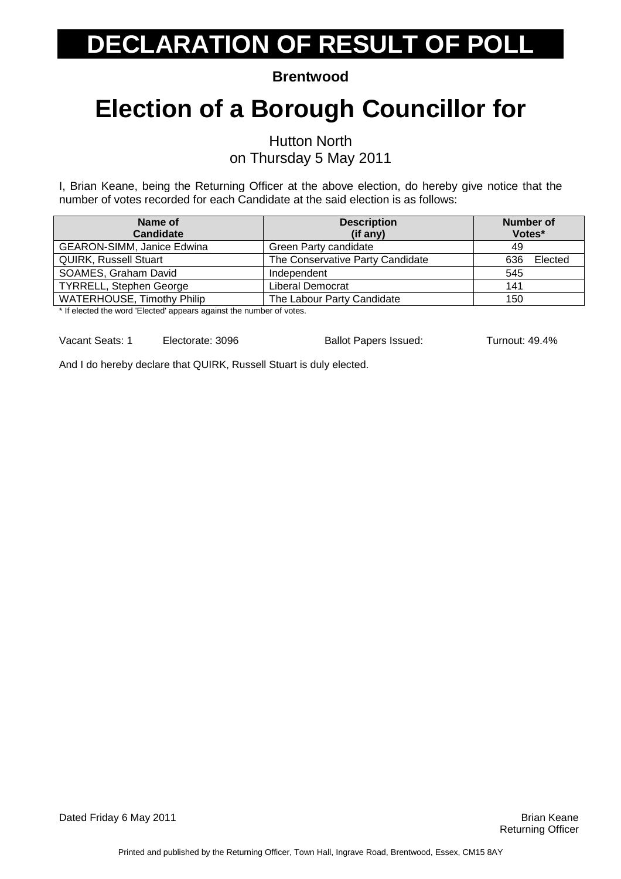# DECLARATION OF RESULT OF POLL

**Brentwood**

# Election of a Borough Councillor for

Hutton North
on Thursday 5 May 2011

I, Brian Keane, being the Returning Officer at the above election, do hereby give notice that the number of votes recorded for each Candidate at the said election is as follows:

| Name of Candidate | Description (if any) | Number of Votes* |
|---|---|---|
| GEARON-SIMM, Janice Edwina | Green Party candidate | 49 |
| QUIRK, Russell Stuart | The Conservative Party Candidate | 636 Elected |
| SOAMES, Graham David | Independent | 545 |
| TYRRELL, Stephen George | Liberal Democrat | 141 |
| WATERHOUSE, Timothy Philip | The Labour Party Candidate | 150 |

* If elected the word 'Elected' appears against the number of votes.

Vacant Seats: 1 Electorate: 3096 Ballot Papers Issued: Turnout: 49.4%

And I do hereby declare that QUIRK, Russell Stuart is duly elected.

Dated Friday 6 May 2011

Brian Keane
Returning Officer

Printed and published by the Returning Officer, Town Hall, Ingrave Road, Brentwood, Essex, CM15 8AY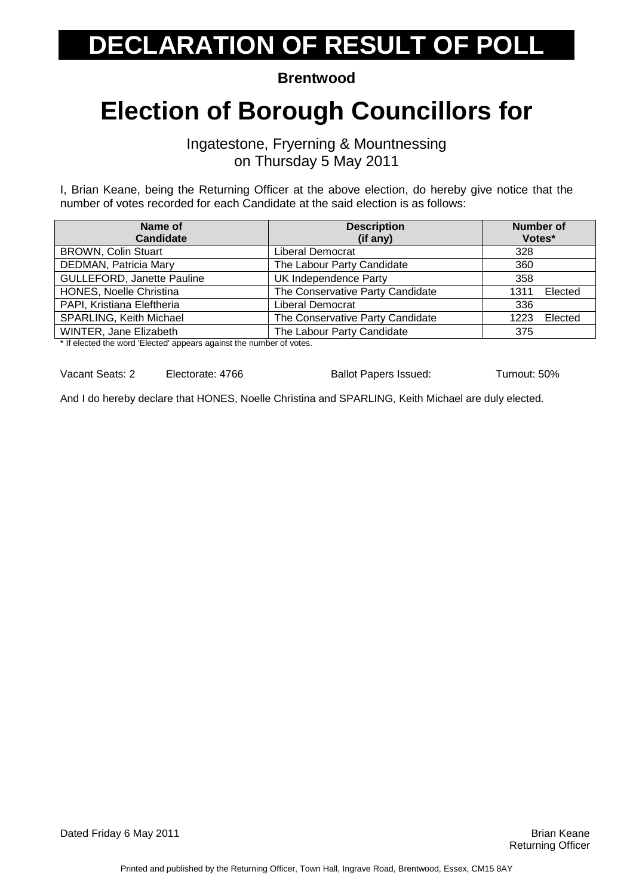# DECLARATION OF RESULT OF POLL

**Brentwood**

# Election of Borough Councillors for

Ingatestone, Fryerning & Mountnessing
on Thursday 5 May 2011

I, Brian Keane, being the Returning Officer at the above election, do hereby give notice that the number of votes recorded for each Candidate at the said election is as follows:

| Name of Candidate | Description (if any) | Number of Votes* |
|---|---|---|
| BROWN, Colin Stuart | Liberal Democrat | 328 |
| DEDMAN, Patricia Mary | The Labour Party Candidate | 360 |
| GULLEFORD, Janette Pauline | UK Independence Party | 358 |
| HONES, Noelle Christina | The Conservative Party Candidate | 1311 Elected |
| PAPI, Kristiana Eleftheria | Liberal Democrat | 336 |
| SPARLING, Keith Michael | The Conservative Party Candidate | 1223 Elected |
| WINTER, Jane Elizabeth | The Labour Party Candidate | 375 |

* If elected the word 'Elected' appears against the number of votes.

Vacant Seats: 2 Electorate: 4766 Ballot Papers Issued: Turnout: 50%

And I do hereby declare that HONES, Noelle Christina and SPARLING, Keith Michael are duly elected.

Dated Friday 6 May 2011

Brian Keane
Returning Officer

Printed and published by the Returning Officer, Town Hall, Ingrave Road, Brentwood, Essex, CM15 8AY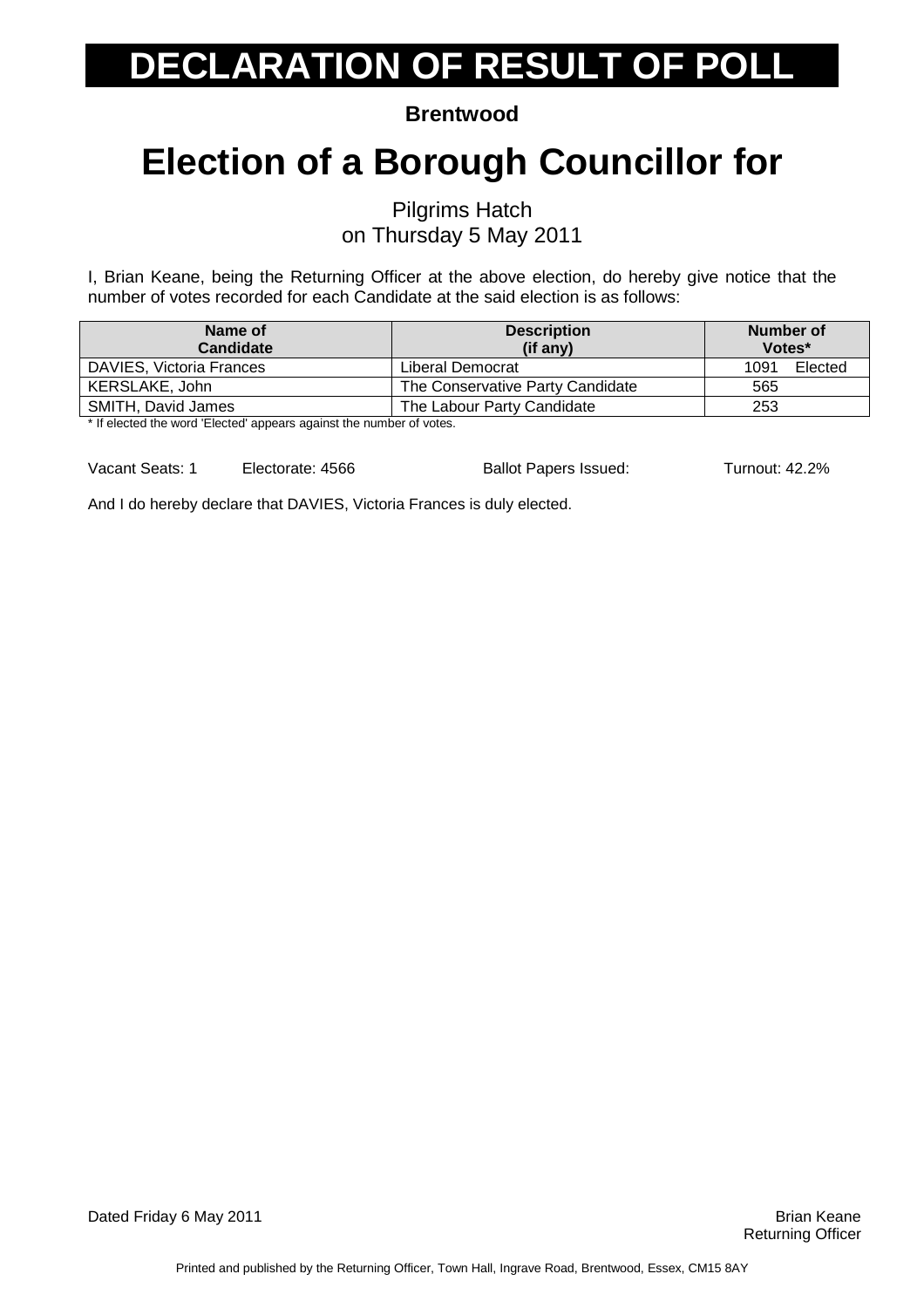# DECLARATION OF RESULT OF POLL

**Brentwood**

# Election of a Borough Councillor for

Pilgrims Hatch
on Thursday 5 May 2011

I, Brian Keane, being the Returning Officer at the above election, do hereby give notice that the number of votes recorded for each Candidate at the said election is as follows:

| Name of Candidate | Description (if any) | Number of Votes* |
| --- | --- | --- |
| DAVIES, Victoria Frances | Liberal Democrat | 1091 Elected |
| KERSLAKE, John | The Conservative Party Candidate | 565 |
| SMITH, David James | The Labour Party Candidate | 253 |

* If elected the word 'Elected' appears against the number of votes.

Vacant Seats: 1 Electorate: 4566 Ballot Papers Issued: Turnout: 42.2%

And I do hereby declare that DAVIES, Victoria Frances is duly elected.

Dated Friday 6 May 2011

Brian Keane
Returning Officer

Printed and published by the Returning Officer, Town Hall, Ingrave Road, Brentwood, Essex, CM15 8AY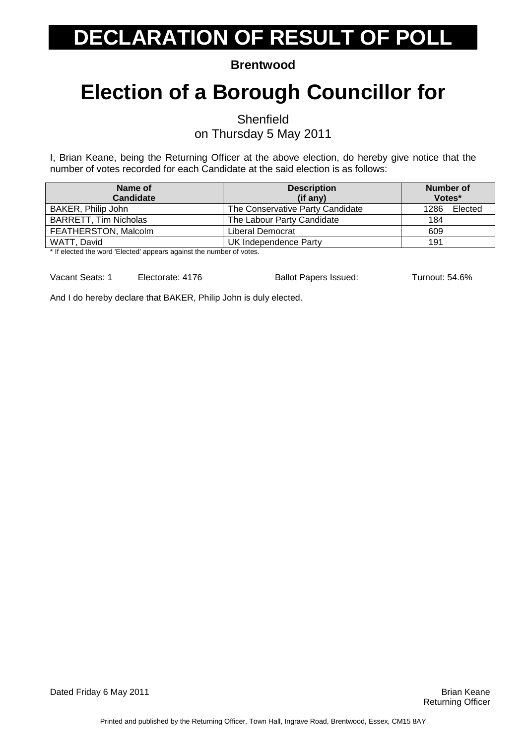# DECLARATION OF RESULT OF POLL

**Brentwood**

# Election of a Borough Councillor for

Shenfield
on Thursday 5 May 2011

I, Brian Keane, being the Returning Officer at the above election, do hereby give notice that the number of votes recorded for each Candidate at the said election is as follows:

| Name of Candidate | Description (if any) | Number of Votes* |
|---|---|---|
| BAKER, Philip John | The Conservative Party Candidate | 1286 Elected |
| BARRETT, Tim Nicholas | The Labour Party Candidate | 184 |
| FEATHERSTON, Malcolm | Liberal Democrat | 609 |
| WATT, David | UK Independence Party | 191 |

* If elected the word 'Elected' appears against the number of votes.

Vacant Seats: 1 Electorate: 4176 Ballot Papers Issued: Turnout: 54.6%

And I do hereby declare that BAKER, Philip John is duly elected.

Dated Friday 6 May 2011

Brian Keane
Returning Officer

Printed and published by the Returning Officer, Town Hall, Ingrave Road, Brentwood, Essex, CM15 8AY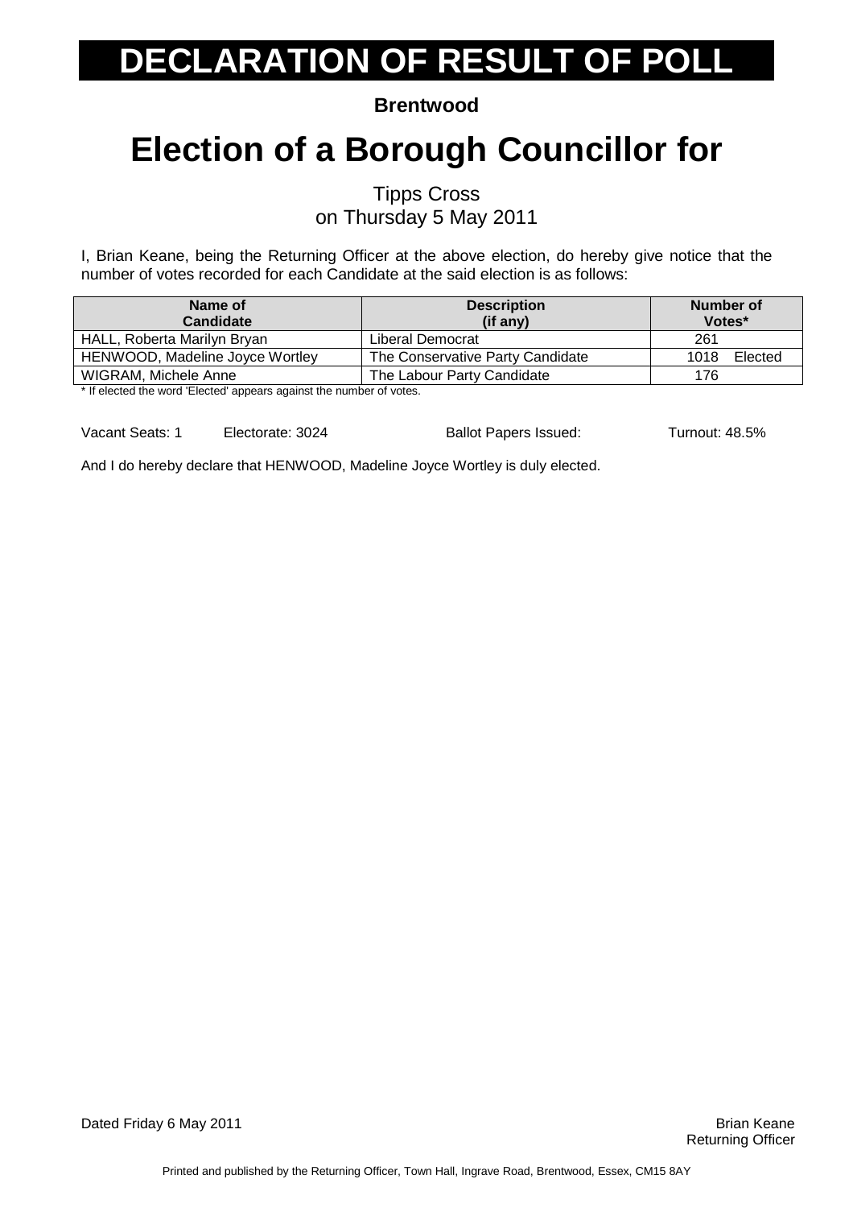# DECLARATION OF RESULT OF POLL

**Brentwood**

# Election of a Borough Councillor for

Tipps Cross
on Thursday 5 May 2011

I, Brian Keane, being the Returning Officer at the above election, do hereby give notice that the number of votes recorded for each Candidate at the said election is as follows:

| Name of Candidate | Description (if any) | Number of Votes* |
|---|---|---|
| HALL, Roberta Marilyn Bryan | Liberal Democrat | 261 |
| HENWOOD, Madeline Joyce Wortley | The Conservative Party Candidate | 1018 Elected |
| WIGRAM, Michele Anne | The Labour Party Candidate | 176 |

* If elected the word 'Elected' appears against the number of votes.

Vacant Seats: 1 Electorate: 3024 Ballot Papers Issued: Turnout: 48.5%

And I do hereby declare that HENWOOD, Madeline Joyce Wortley is duly elected.

Dated Friday 6 May 2011

Brian Keane
Returning Officer

Printed and published by the Returning Officer, Town Hall, Ingrave Road, Brentwood, Essex, CM15 8AY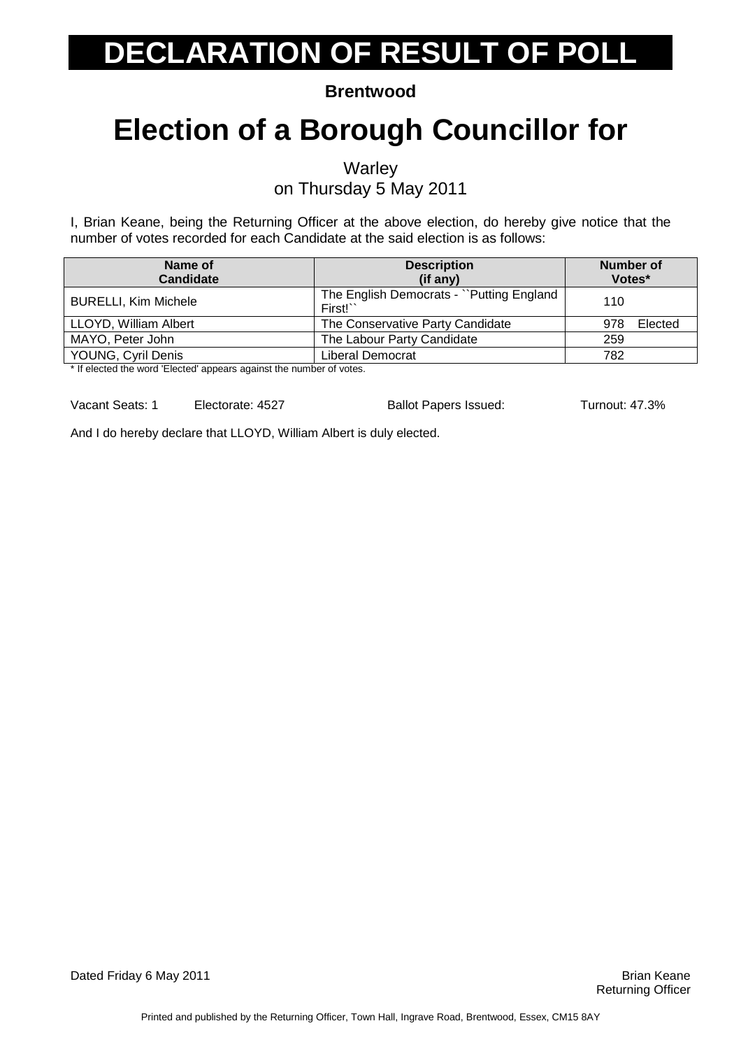# DECLARATION OF RESULT OF POLL

**Brentwood**

# Election of a Borough Councillor for

Warley
on Thursday 5 May 2011

I, Brian Keane, being the Returning Officer at the above election, do hereby give notice that the number of votes recorded for each Candidate at the said election is as follows:

| Name of Candidate | Description (if any) | Number of Votes* |
|---|---|---|
| BURELLI, Kim Michele | The English Democrats - ``Putting England First!`` | 110 |
| LLOYD, William Albert | The Conservative Party Candidate | 978 Elected |
| MAYO, Peter John | The Labour Party Candidate | 259 |
| YOUNG, Cyril Denis | Liberal Democrat | 782 |

* If elected the word 'Elected' appears against the number of votes.

Vacant Seats: 1 Electorate: 4527 Ballot Papers Issued: Turnout: 47.3%

And I do hereby declare that LLOYD, William Albert is duly elected.

Dated Friday 6 May 2011

Brian Keane
Returning Officer

Printed and published by the Returning Officer, Town Hall, Ingrave Road, Brentwood, Essex, CM15 8AY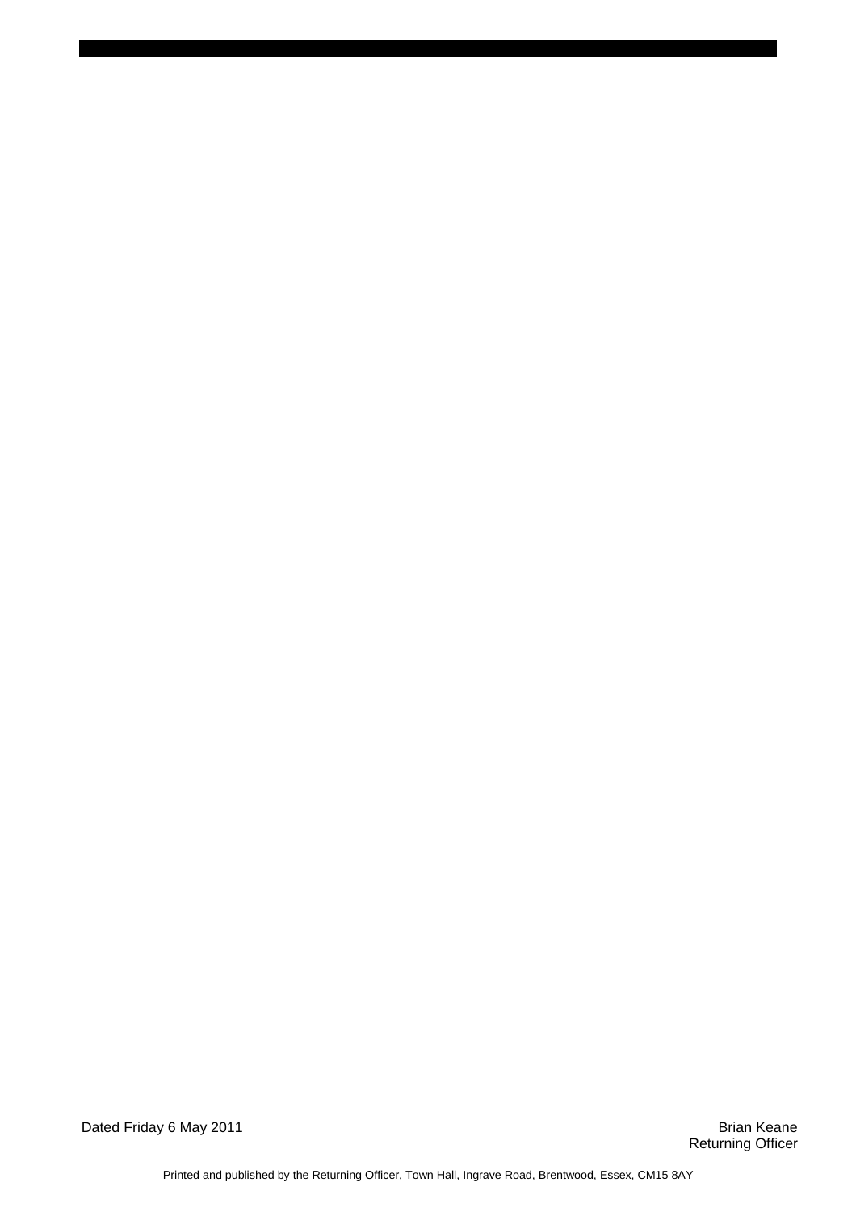Dated Friday 6 May 2011

Brian Keane
Returning Officer

Printed and published by the Returning Officer, Town Hall, Ingrave Road, Brentwood, Essex, CM15 8AY